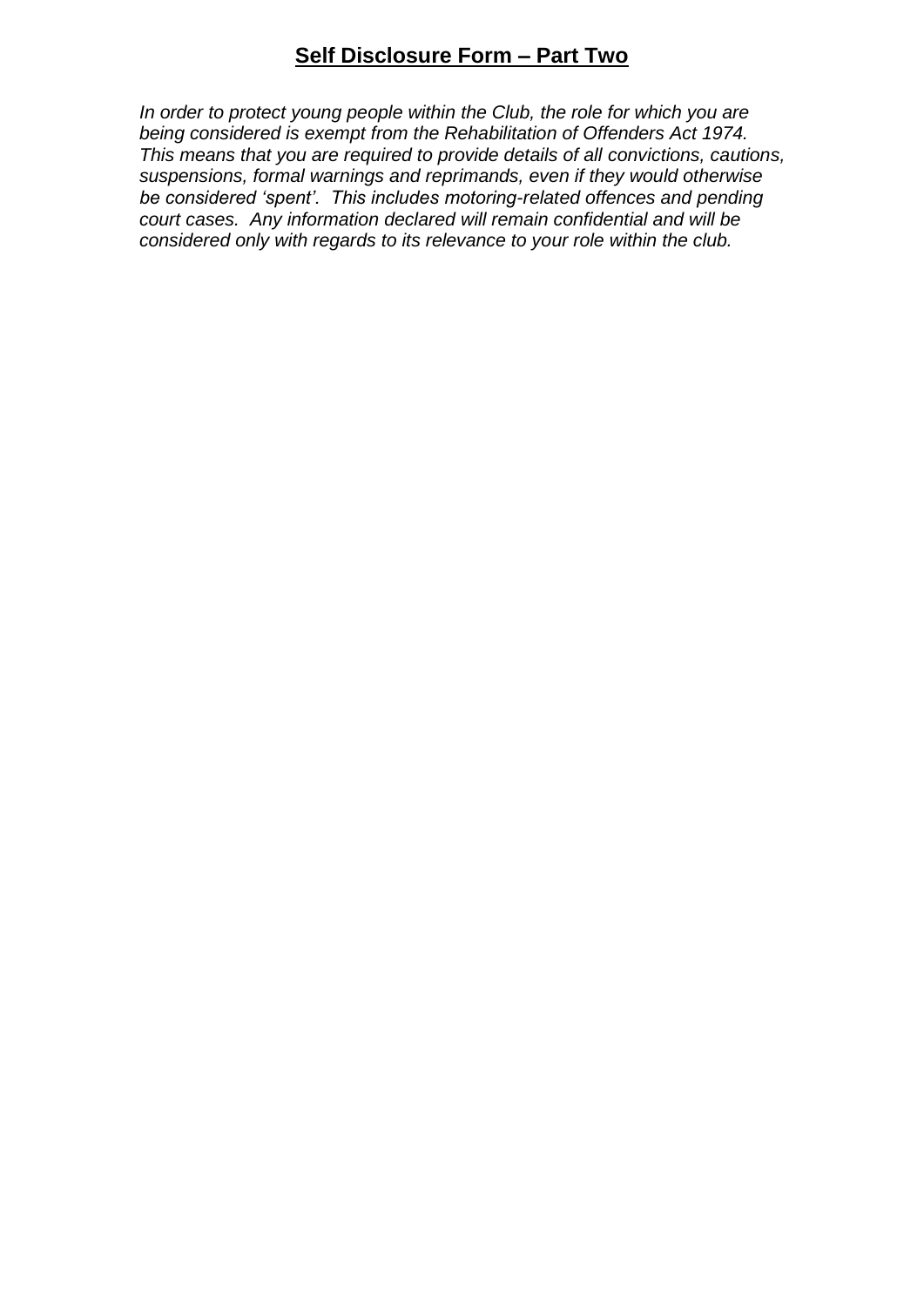# **Self Disclosure Form – Part Two**

*In order to protect young people within the Club, the role for which you are being considered is exempt from the Rehabilitation of Offenders Act 1974. This means that you are required to provide details of all convictions, cautions, suspensions, formal warnings and reprimands, even if they would otherwise be considered 'spent'. This includes motoring-related offences and pending court cases. Any information declared will remain confidential and will be considered only with regards to its relevance to your role within the club.*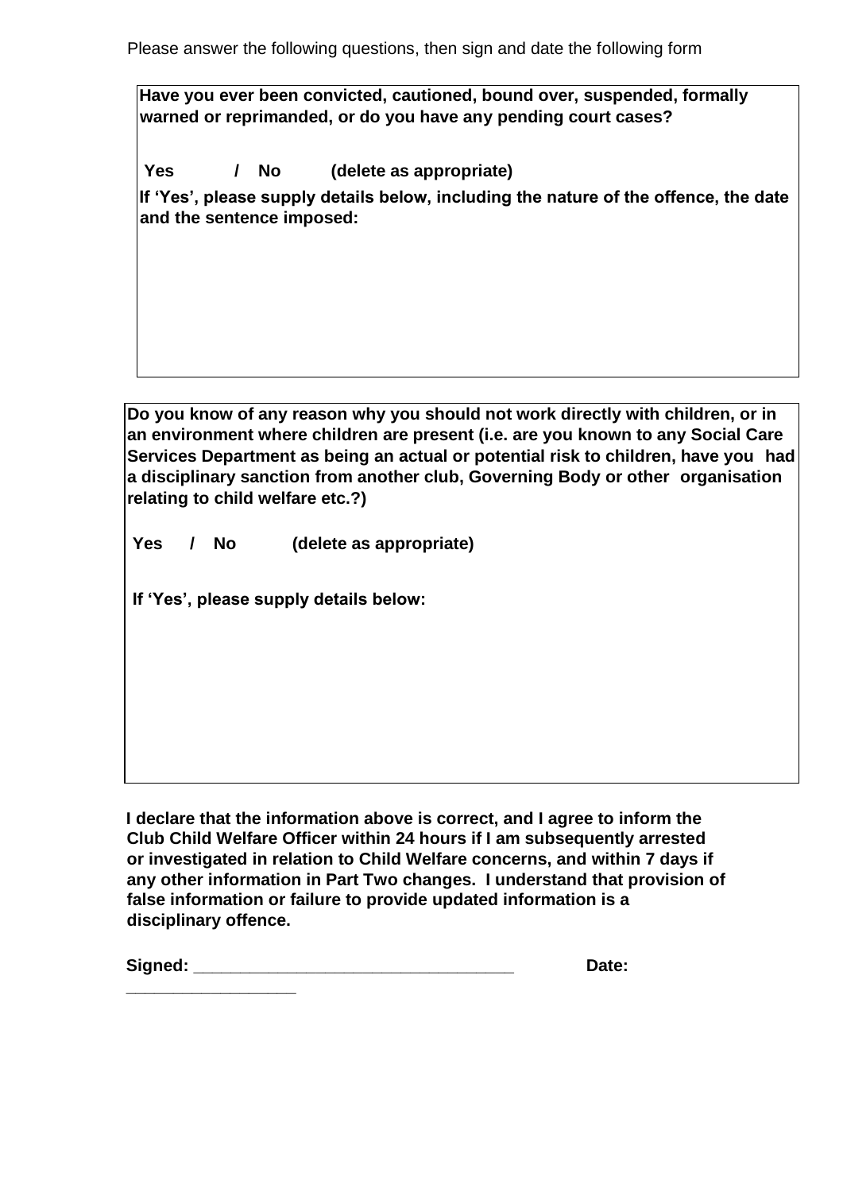Please answer the following questions, then sign and date the following form

**Have you ever been convicted, cautioned, bound over, suspended, formally warned or reprimanded, or do you have any pending court cases?**

**Yes / No (delete as appropriate)**

**If 'Yes', please supply details below, including the nature of the offence, the date and the sentence imposed:**

**Do you know of any reason why you should not work directly with children, or in an environment where children are present (i.e. are you known to any Social Care Services Department as being an actual or potential risk to children, have you had a disciplinary sanction from another club, Governing Body or other organisation relating to child welfare etc.?)**

**Yes / No (delete as appropriate)**

**If 'Yes', please supply details below:**

**I declare that the information above is correct, and I agree to inform the Club Child Welfare Officer within 24 hours if I am subsequently arrested or investigated in relation to Child Welfare concerns, and within 7 days if any other information in Part Two changes. I understand that provision of false information or failure to provide updated information is a disciplinary offence.**

**Signed: ___________________________________ Date: __________________**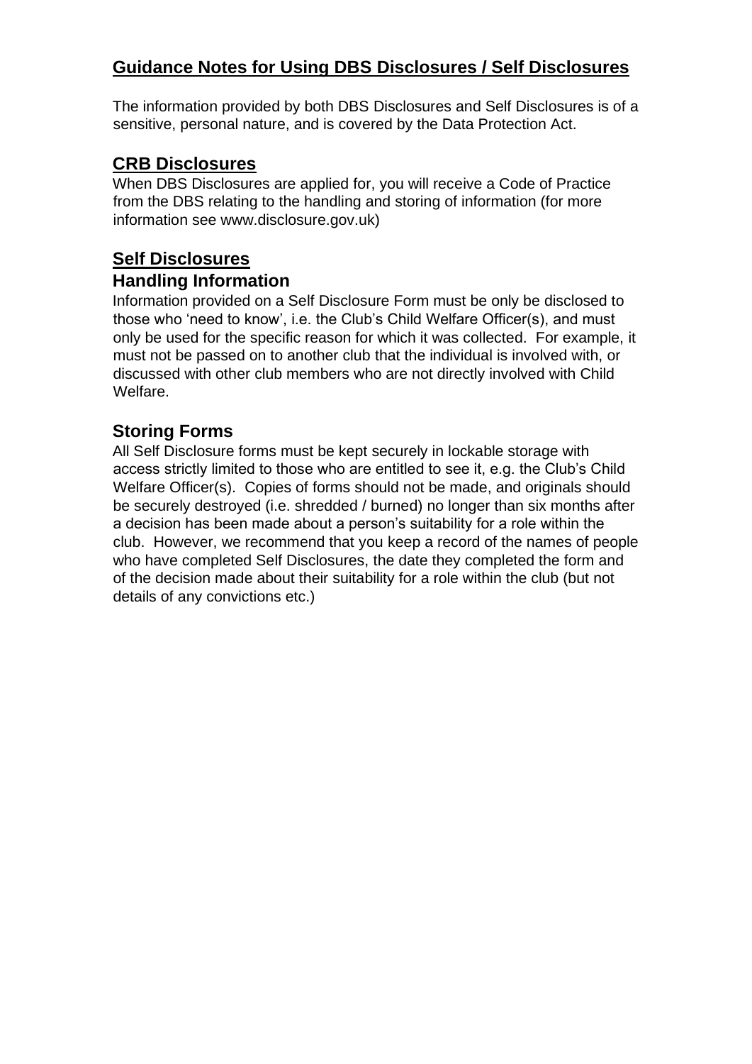## Guidance Notes for Using DBS Disclosures / Self Disclosures

The information provided by both DBS Disclosures and Self Disclosures is of a sensitive, personal nature, and is covered by the Data Protection Act.

## CRB Disclosures

When DBS Disclosures are applied for, you will receive a Code of Practice from the DBS relating to the handling and storing of information (for more information see www.disclosure.gov.uk)

## Self Disclosures

### Handling Information

Information provided on a Self Disclosure Form must be only be disclosed to those who 'need to know', i.e. the Club's Child Welfare Officer(s), and must only be used for the specific reason for which it was collected. For example, it must not be passed on to another club that the individual is involved with, or discussed with other club members who are not directly involved with Child Welfare.

### Storing Forms

All Self Disclosure forms must be kept securely in lockable storage with access strictly limited to those who are entitled to see it, e.g. the Club's Child Welfare Officer(s). Copies of forms should not be made, and originals should be securely destroyed (i.e. shredded / burned) no longer than six months after a decision has been made about a person's suitability for a role within the club. However, we recommend that you keep a record of the names of people who have completed Self Disclosures, the date they completed the form and of the decision made about their suitability for a role within the club (but not details of any convictions etc.)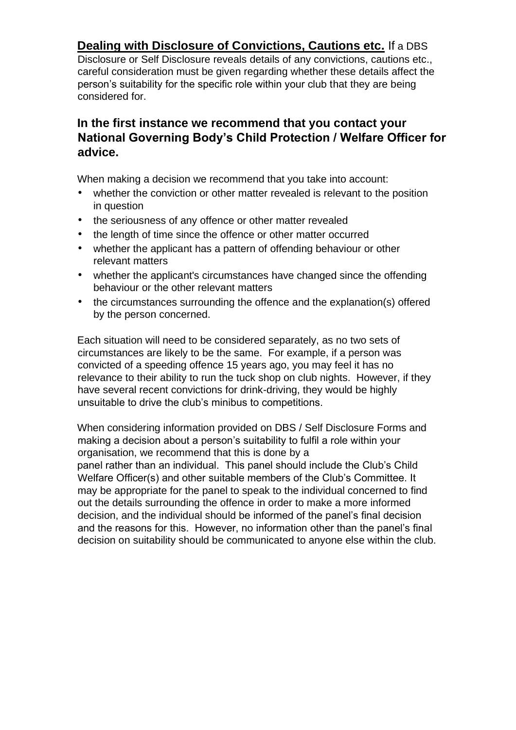**Dealing with Disclosure of Convictions, Cautions etc.** If a DBS Disclosure or Self Disclosure reveals details of any convictions, cautions etc., careful consideration must be given regarding whether these details affect the person's suitability for the specific role within your club that they are being considered for.

**In the first instance we recommend that you contact your National Governing Body's Child Protection / Welfare Officer for advice.**

When making a decision we recommend that you take into account:

- whether the conviction or other matter revealed is relevant to the position in question
- the seriousness of any offence or other matter revealed
- the length of time since the offence or other matter occurred
- whether the applicant has a pattern of offending behaviour or other relevant matters
- whether the applicant's circumstances have changed since the offending behaviour or the other relevant matters
- the circumstances surrounding the offence and the explanation(s) offered by the person concerned.

Each situation will need to be considered separately, as no two sets of circumstances are likely to be the same. For example, if a person was convicted of a speeding offence 15 years ago, you may feel it has no relevance to their ability to run the tuck shop on club nights. However, if they have several recent convictions for drink-driving, they would be highly unsuitable to drive the club's minibus to competitions.

When considering information provided on DBS / Self Disclosure Forms and making a decision about a person's suitability to fulfil a role within your organisation, we recommend that this is done by a panel rather than an individual. This panel should include the Club's Child Welfare Officer(s) and other suitable members of the Club's Committee. It may be appropriate for the panel to speak to the individual concerned to find out the details surrounding the offence in order to make a more informed decision, and the individual should be informed of the panel's final decision and the reasons for this. However, no information other than the panel's final decision on suitability should be communicated to anyone else within the club.